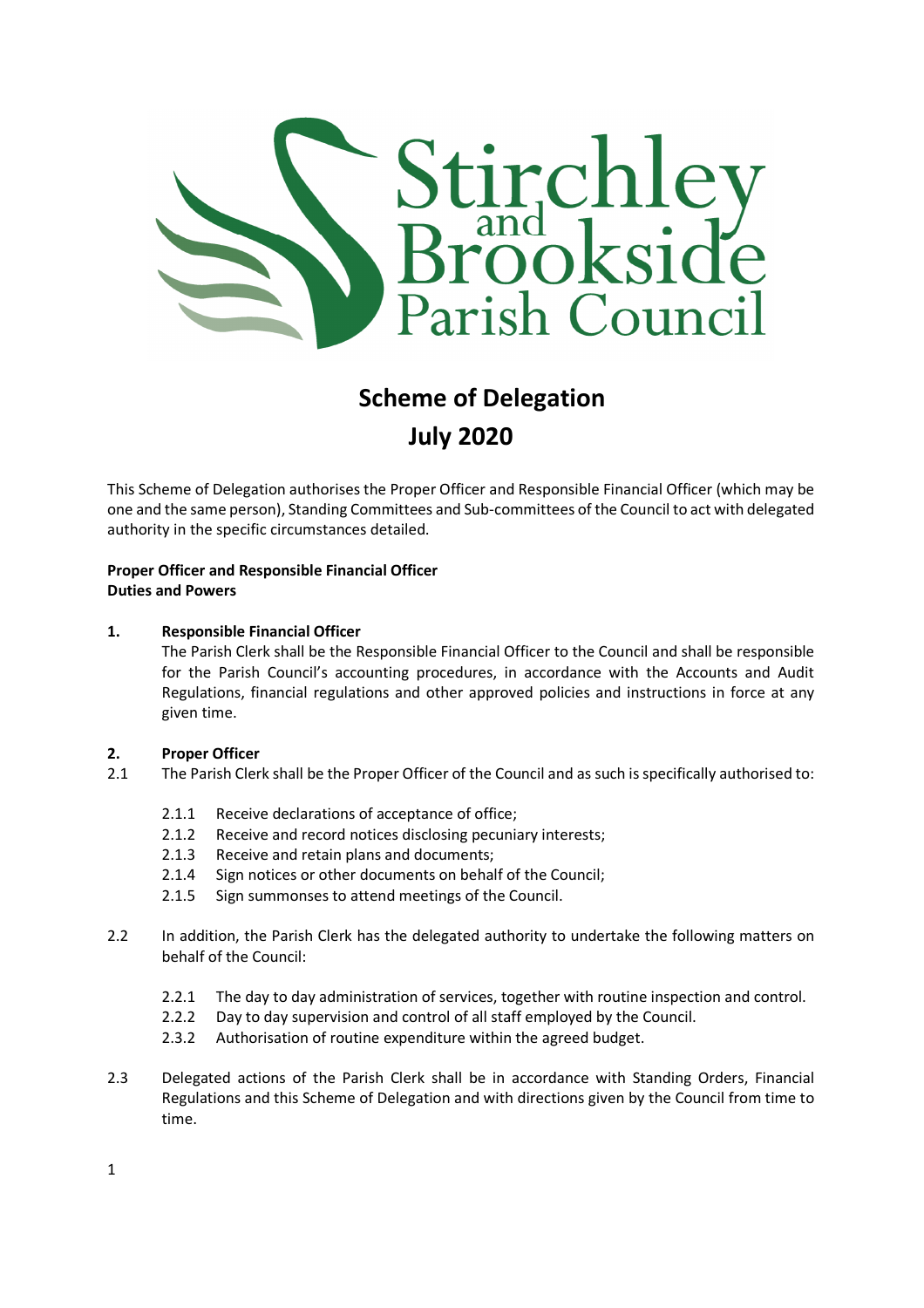Stirchley and Brookside Parish Council

# Scheme of Delegation
# July 2020

This Scheme of Delegation authorises the Proper Officer and Responsible Financial Officer (which may be one and the same person), Standing Committees and Sub-committees of the Council to act with delegated authority in the specific circumstances detailed.

**Proper Officer and Responsible Financial Officer**
**Duties and Powers**

**1. Responsible Financial Officer**

The Parish Clerk shall be the Responsible Financial Officer to the Council and shall be responsible for the Parish Council's accounting procedures, in accordance with the Accounts and Audit Regulations, financial regulations and other approved policies and instructions in force at any given time.

**2. Proper Officer**

2.1 The Parish Clerk shall be the Proper Officer of the Council and as such is specifically authorised to:

- 2.1.1 Receive declarations of acceptance of office;
- 2.1.2 Receive and record notices disclosing pecuniary interests;
- 2.1.3 Receive and retain plans and documents;
- 2.1.4 Sign notices or other documents on behalf of the Council;
- 2.1.5 Sign summonses to attend meetings of the Council.

2.2 In addition, the Parish Clerk has the delegated authority to undertake the following matters on behalf of the Council:

- 2.2.1 The day to day administration of services, together with routine inspection and control.
- 2.2.2 Day to day supervision and control of all staff employed by the Council.
- 2.3.2 Authorisation of routine expenditure within the agreed budget.

2.3 Delegated actions of the Parish Clerk shall be in accordance with Standing Orders, Financial Regulations and this Scheme of Delegation and with directions given by the Council from time to time.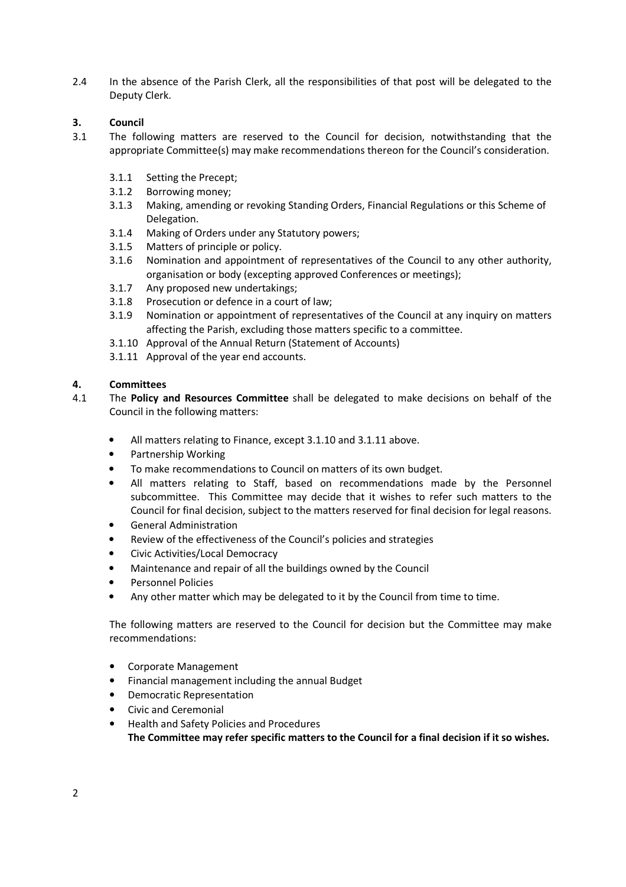2.4 In the absence of the Parish Clerk, all the responsibilities of that post will be delegated to the Deputy Clerk.

## 3. Council

3.1 The following matters are reserved to the Council for decision, notwithstanding that the appropriate Committee(s) may make recommendations thereon for the Council's consideration.

- 3.1.1 Setting the Precept;
- 3.1.2 Borrowing money;
- 3.1.3 Making, amending or revoking Standing Orders, Financial Regulations or this Scheme of Delegation.
- 3.1.4 Making of Orders under any Statutory powers;
- 3.1.5 Matters of principle or policy.
- 3.1.6 Nomination and appointment of representatives of the Council to any other authority, organisation or body (excepting approved Conferences or meetings);
- 3.1.7 Any proposed new undertakings;
- 3.1.8 Prosecution or defence in a court of law;
- 3.1.9 Nomination or appointment of representatives of the Council at any inquiry on matters affecting the Parish, excluding those matters specific to a committee.
- 3.1.10 Approval of the Annual Return (Statement of Accounts)
- 3.1.11 Approval of the year end accounts.

## 4. Committees

4.1 The **Policy and Resources Committee** shall be delegated to make decisions on behalf of the Council in the following matters:

- All matters relating to Finance, except 3.1.10 and 3.1.11 above.
- Partnership Working
- To make recommendations to Council on matters of its own budget.
- All matters relating to Staff, based on recommendations made by the Personnel subcommittee. This Committee may decide that it wishes to refer such matters to the Council for final decision, subject to the matters reserved for final decision for legal reasons.
- General Administration
- Review of the effectiveness of the Council's policies and strategies
- Civic Activities/Local Democracy
- Maintenance and repair of all the buildings owned by the Council
- Personnel Policies
- Any other matter which may be delegated to it by the Council from time to time.

The following matters are reserved to the Council for decision but the Committee may make recommendations:

- Corporate Management
- Financial management including the annual Budget
- Democratic Representation
- Civic and Ceremonial
- Health and Safety Policies and Procedures

**The Committee may refer specific matters to the Council for a final decision if it so wishes.**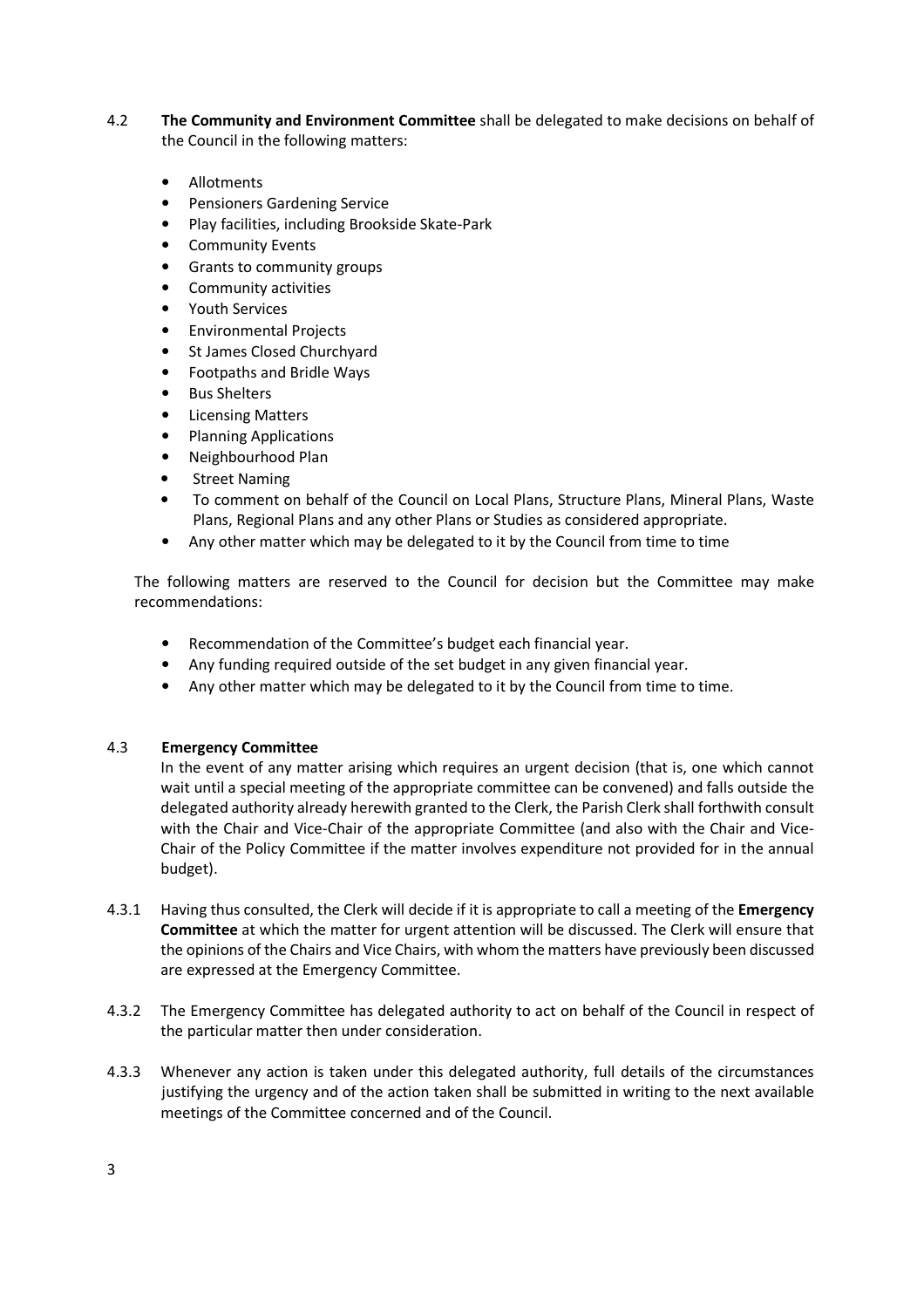4.2 **The Community and Environment Committee** shall be delegated to make decisions on behalf of the Council in the following matters:

- Allotments
- Pensioners Gardening Service
- Play facilities, including Brookside Skate-Park
- Community Events
- Grants to community groups
- Community activities
- Youth Services
- Environmental Projects
- St James Closed Churchyard
- Footpaths and Bridle Ways
- Bus Shelters
- Licensing Matters
- Planning Applications
- Neighbourhood Plan
- Street Naming
- To comment on behalf of the Council on Local Plans, Structure Plans, Mineral Plans, Waste Plans, Regional Plans and any other Plans or Studies as considered appropriate.
- Any other matter which may be delegated to it by the Council from time to time

The following matters are reserved to the Council for decision but the Committee may make recommendations:

- Recommendation of the Committee's budget each financial year.
- Any funding required outside of the set budget in any given financial year.
- Any other matter which may be delegated to it by the Council from time to time.

4.3 **Emergency Committee**

In the event of any matter arising which requires an urgent decision (that is, one which cannot wait until a special meeting of the appropriate committee can be convened) and falls outside the delegated authority already herewith granted to the Clerk, the Parish Clerk shall forthwith consult with the Chair and Vice-Chair of the appropriate Committee (and also with the Chair and Vice-Chair of the Policy Committee if the matter involves expenditure not provided for in the annual budget).

4.3.1 Having thus consulted, the Clerk will decide if it is appropriate to call a meeting of the **Emergency Committee** at which the matter for urgent attention will be discussed. The Clerk will ensure that the opinions of the Chairs and Vice Chairs, with whom the matters have previously been discussed are expressed at the Emergency Committee.

4.3.2 The Emergency Committee has delegated authority to act on behalf of the Council in respect of the particular matter then under consideration.

4.3.3 Whenever any action is taken under this delegated authority, full details of the circumstances justifying the urgency and of the action taken shall be submitted in writing to the next available meetings of the Committee concerned and of the Council.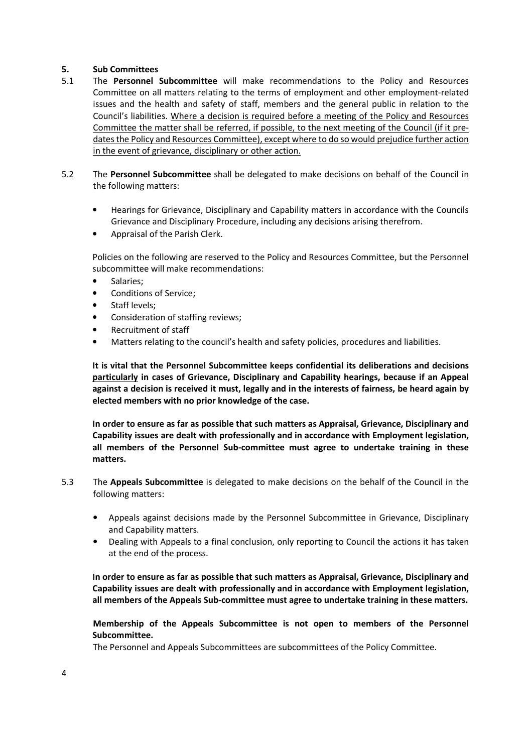## 5. Sub Committees

5.1 The **Personnel Subcommittee** will make recommendations to the Policy and Resources Committee on all matters relating to the terms of employment and other employment-related issues and the health and safety of staff, members and the general public in relation to the Council's liabilities. <u>Where a decision is required before a meeting of the Policy and Resources Committee the matter shall be referred, if possible, to the next meeting of the Council (if it pre-dates the Policy and Resources Committee), except where to do so would prejudice further action in the event of grievance, disciplinary or other action.</u>

5.2 The **Personnel Subcommittee** shall be delegated to make decisions on behalf of the Council in the following matters:

- Hearings for Grievance, Disciplinary and Capability matters in accordance with the Councils Grievance and Disciplinary Procedure, including any decisions arising therefrom.
- Appraisal of the Parish Clerk.

Policies on the following are reserved to the Policy and Resources Committee, but the Personnel subcommittee will make recommendations:

- Salaries;
- Conditions of Service;
- Staff levels;
- Consideration of staffing reviews;
- Recruitment of staff
- Matters relating to the council's health and safety policies, procedures and liabilities.

**It is vital that the Personnel Subcommittee keeps confidential its deliberations and decisions <u>particularly</u> in cases of Grievance, Disciplinary and Capability hearings, because if an Appeal against a decision is received it must, legally and in the interests of fairness, be heard again by elected members with no prior knowledge of the case.**

**In order to ensure as far as possible that such matters as Appraisal, Grievance, Disciplinary and Capability issues are dealt with professionally and in accordance with Employment legislation, all members of the Personnel Sub-committee must agree to undertake training in these matters.**

5.3 The **Appeals Subcommittee** is delegated to make decisions on the behalf of the Council in the following matters:

- Appeals against decisions made by the Personnel Subcommittee in Grievance, Disciplinary and Capability matters.
- Dealing with Appeals to a final conclusion, only reporting to Council the actions it has taken at the end of the process.

**In order to ensure as far as possible that such matters as Appraisal, Grievance, Disciplinary and Capability issues are dealt with professionally and in accordance with Employment legislation, all members of the Appeals Sub-committee must agree to undertake training in these matters.**

**Membership of the Appeals Subcommittee is not open to members of the Personnel Subcommittee.**

The Personnel and Appeals Subcommittees are subcommittees of the Policy Committee.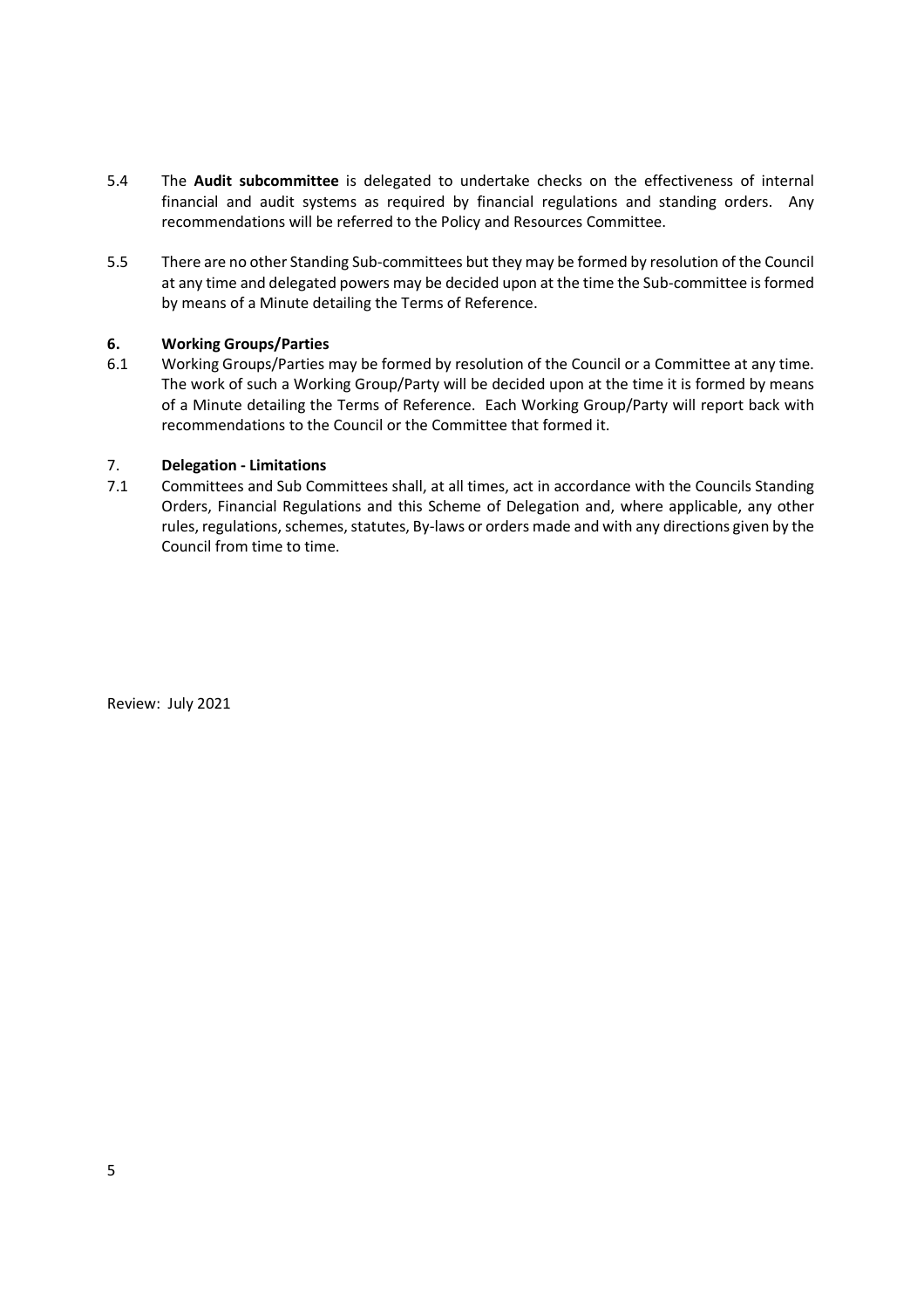5.4 The **Audit subcommittee** is delegated to undertake checks on the effectiveness of internal financial and audit systems as required by financial regulations and standing orders. Any recommendations will be referred to the Policy and Resources Committee.

5.5 There are no other Standing Sub-committees but they may be formed by resolution of the Council at any time and delegated powers may be decided upon at the time the Sub-committee is formed by means of a Minute detailing the Terms of Reference.

## 6. Working Groups/Parties

6.1 Working Groups/Parties may be formed by resolution of the Council or a Committee at any time. The work of such a Working Group/Party will be decided upon at the time it is formed by means of a Minute detailing the Terms of Reference. Each Working Group/Party will report back with recommendations to the Council or the Committee that formed it.

## 7. Delegation - Limitations

7.1 Committees and Sub Committees shall, at all times, act in accordance with the Councils Standing Orders, Financial Regulations and this Scheme of Delegation and, where applicable, any other rules, regulations, schemes, statutes, By-laws or orders made and with any directions given by the Council from time to time.

Review: July 2021